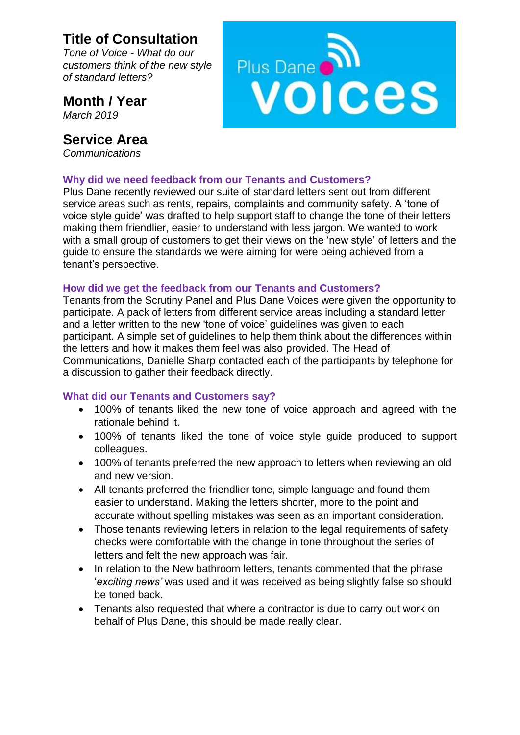## Title of Consultation

*Tone of Voice - What do our customers think of the new style of standard letters?*

## Month / Year

*March 2019*

## Service Area

*Communications*

### Why did we need feedback from our Tenants and Customers?

Plus Dane recently reviewed our suite of standard letters sent out from different service areas such as rents, repairs, complaints and community safety. A 'tone of voice style guide' was drafted to help support staff to change the tone of their letters making them friendlier, easier to understand with less jargon. We wanted to work with a small group of customers to get their views on the 'new style' of letters and the guide to ensure the standards we were aiming for were being achieved from a tenant's perspective.

### How did we get the feedback from our Tenants and Customers?

Tenants from the Scrutiny Panel and Plus Dane Voices were given the opportunity to participate. A pack of letters from different service areas including a standard letter and a letter written to the new 'tone of voice' guidelines was given to each participant. A simple set of guidelines to help them think about the differences within the letters and how it makes them feel was also provided. The Head of Communications, Danielle Sharp contacted each of the participants by telephone for a discussion to gather their feedback directly.

### What did our Tenants and Customers say?

- 100% of tenants liked the new tone of voice approach and agreed with the rationale behind it.
- 100% of tenants liked the tone of voice style guide produced to support colleagues.
- 100% of tenants preferred the new approach to letters when reviewing an old and new version.
- All tenants preferred the friendlier tone, simple language and found them easier to understand. Making the letters shorter, more to the point and accurate without spelling mistakes was seen as an important consideration.
- Those tenants reviewing letters in relation to the legal requirements of safety checks were comfortable with the change in tone throughout the series of letters and felt the new approach was fair.
- In relation to the New bathroom letters, tenants commented that the phrase '*exciting news'* was used and it was received as being slightly false so should be toned back.
- Tenants also requested that where a contractor is due to carry out work on behalf of Plus Dane, this should be made really clear.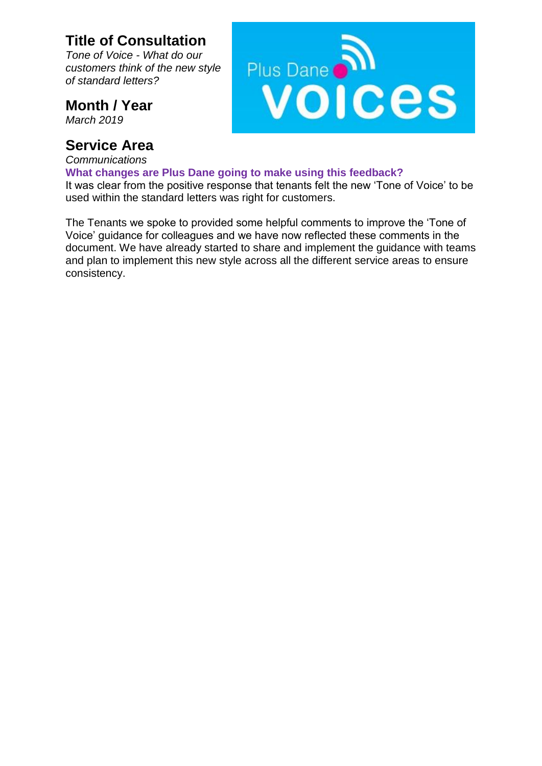## Title of Consultation

*Tone of Voice - What do our customers think of the new style of standard letters?*

## Month / Year

*March 2019*

## Service Area

*Communications*

**What changes are Plus Dane going to make using this feedback?**

It was clear from the positive response that tenants felt the new 'Tone of Voice' to be used within the standard letters was right for customers.

The Tenants we spoke to provided some helpful comments to improve the 'Tone of Voice' guidance for colleagues and we have now reflected these comments in the document. We have already started to share and implement the guidance with teams and plan to implement this new style across all the different service areas to ensure consistency.